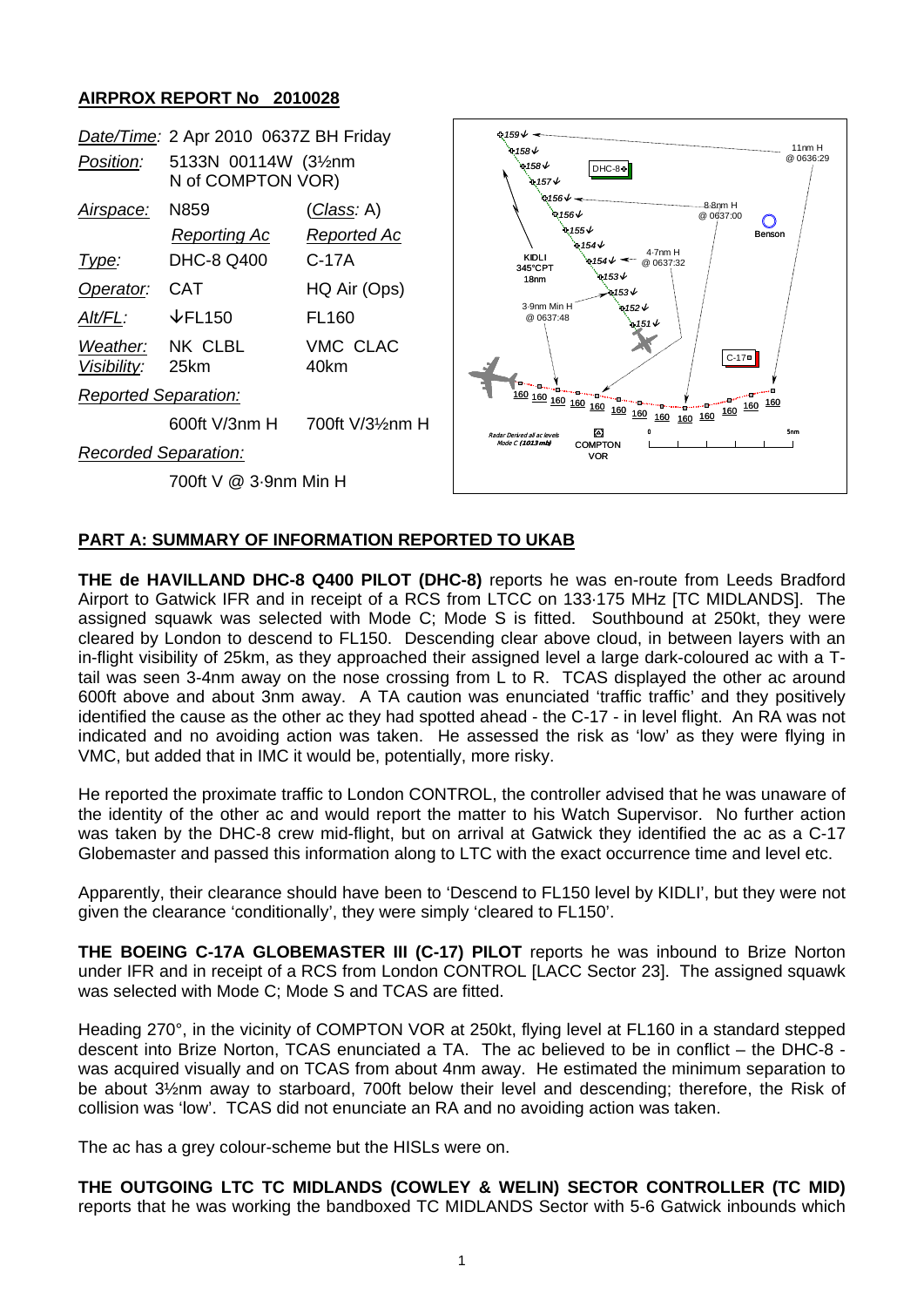# AIRPROX REPORT No 2010028

| | | |
|---|---|---|
| *Date/Time*: | 2 Apr 2010 0637Z BH Friday | |
| *Position*: | 5133N 00114W (3½nm N of COMPTON VOR) | |
| *Airspace*: | N859 | (*Class*: A) |
| | *Reporting Ac* | *Reported Ac* |
| *Type*: | DHC-8 Q400 | C-17A |
| *Operator*: | CAT | HQ Air (Ops) |
| *Alt/FL*: | ↓FL150 | FL160 |
| *Weather*: | NK CLBL | VMC CLAC |
| *Visibility*: | 25km | 40km |
| *Reported Separation*: | | |
| | 600ft V/3nm H | 700ft V/3½nm H |
| *Recorded Separation*: | | |
| | 700ft V @ 3·9nm Min H | |

## PART A: SUMMARY OF INFORMATION REPORTED TO UKAB

**THE de HAVILLAND DHC-8 Q400 PILOT (DHC-8)** reports he was en-route from Leeds Bradford Airport to Gatwick IFR and in receipt of a RCS from LTCC on 133·175 MHz [TC MIDLANDS]. The assigned squawk was selected with Mode C; Mode S is fitted. Southbound at 250kt, they were cleared by London to descend to FL150. Descending clear above cloud, in between layers with an in-flight visibility of 25km, as they approached their assigned level a large dark-coloured ac with a T-tail was seen 3-4nm away on the nose crossing from L to R. TCAS displayed the other ac around 600ft above and about 3nm away. A TA caution was enunciated 'traffic traffic' and they positively identified the cause as the other ac they had spotted ahead - the C-17 - in level flight. An RA was not indicated and no avoiding action was taken. He assessed the risk as 'low' as they were flying in VMC, but added that in IMC it would be, potentially, more risky.

He reported the proximate traffic to London CONTROL, the controller advised that he was unaware of the identity of the other ac and would report the matter to his Watch Supervisor. No further action was taken by the DHC-8 crew mid-flight, but on arrival at Gatwick they identified the ac as a C-17 Globemaster and passed this information along to LTC with the exact occurrence time and level etc.

Apparently, their clearance should have been to 'Descend to FL150 level by KIDLI', but they were not given the clearance 'conditionally', they were simply 'cleared to FL150'.

**THE BOEING C-17A GLOBEMASTER III (C-17) PILOT** reports he was inbound to Brize Norton under IFR and in receipt of a RCS from London CONTROL [LACC Sector 23]. The assigned squawk was selected with Mode C; Mode S and TCAS are fitted.

Heading 270°, in the vicinity of COMPTON VOR at 250kt, flying level at FL160 in a standard stepped descent into Brize Norton, TCAS enunciated a TA. The ac believed to be in conflict – the DHC-8 - was acquired visually and on TCAS from about 4nm away. He estimated the minimum separation to be about 3½nm away to starboard, 700ft below their level and descending; therefore, the Risk of collision was 'low'. TCAS did not enunciate an RA and no avoiding action was taken.

The ac has a grey colour-scheme but the HISLs were on.

**THE OUTGOING LTC TC MIDLANDS (COWLEY & WELIN) SECTOR CONTROLLER (TC MID)** reports that he was working the bandboxed TC MIDLANDS Sector with 5-6 Gatwick inbounds which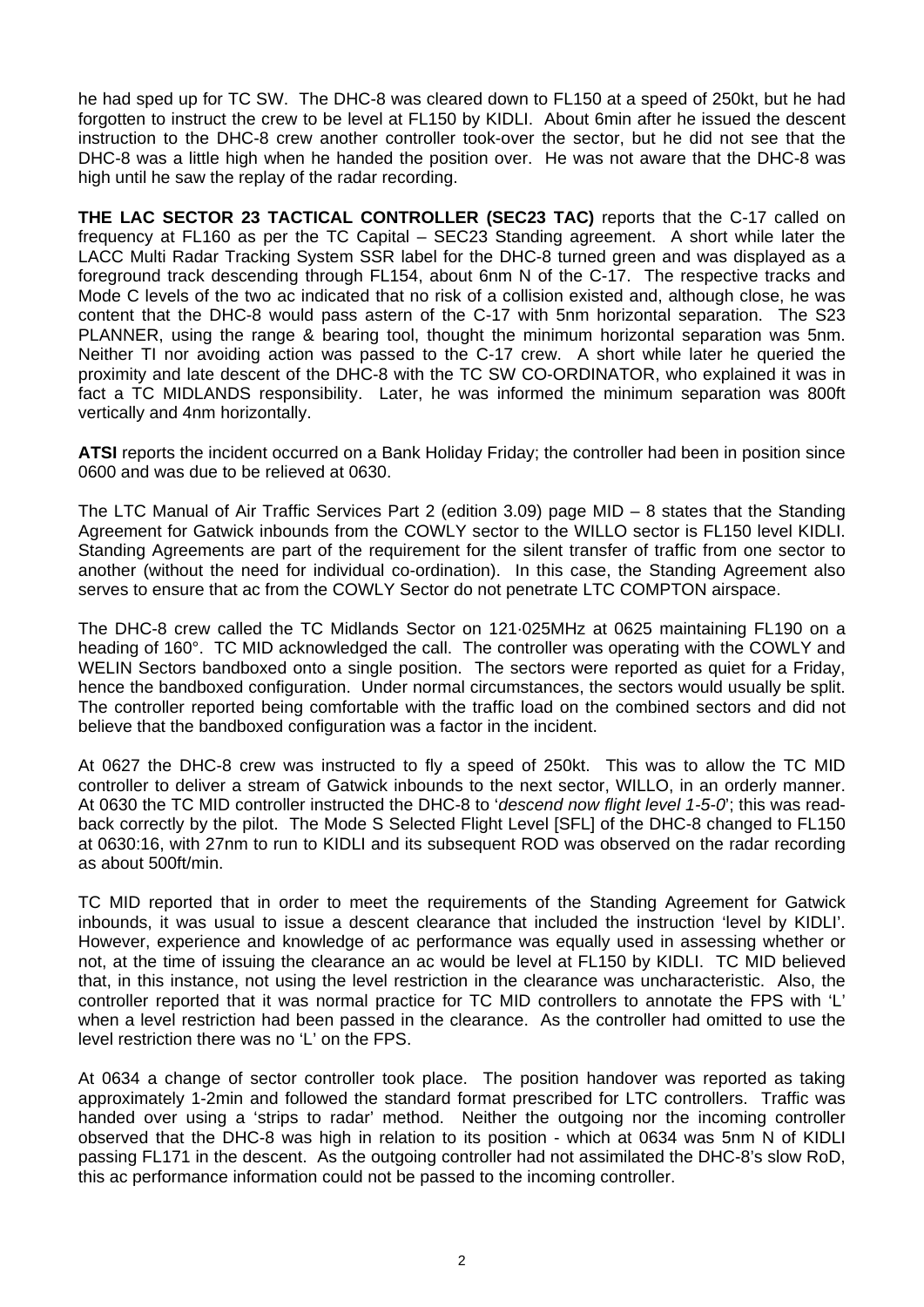he had sped up for TC SW. The DHC-8 was cleared down to FL150 at a speed of 250kt, but he had forgotten to instruct the crew to be level at FL150 by KIDLI. About 6min after he issued the descent instruction to the DHC-8 crew another controller took-over the sector, but he did not see that the DHC-8 was a little high when he handed the position over. He was not aware that the DHC-8 was high until he saw the replay of the radar recording.

**THE LAC SECTOR 23 TACTICAL CONTROLLER (SEC23 TAC)** reports that the C-17 called on frequency at FL160 as per the TC Capital – SEC23 Standing agreement. A short while later the LACC Multi Radar Tracking System SSR label for the DHC-8 turned green and was displayed as a foreground track descending through FL154, about 6nm N of the C-17. The respective tracks and Mode C levels of the two ac indicated that no risk of a collision existed and, although close, he was content that the DHC-8 would pass astern of the C-17 with 5nm horizontal separation. The S23 PLANNER, using the range & bearing tool, thought the minimum horizontal separation was 5nm. Neither TI nor avoiding action was passed to the C-17 crew. A short while later he queried the proximity and late descent of the DHC-8 with the TC SW CO-ORDINATOR, who explained it was in fact a TC MIDLANDS responsibility. Later, he was informed the minimum separation was 800ft vertically and 4nm horizontally.

**ATSI** reports the incident occurred on a Bank Holiday Friday; the controller had been in position since 0600 and was due to be relieved at 0630.

The LTC Manual of Air Traffic Services Part 2 (edition 3.09) page MID – 8 states that the Standing Agreement for Gatwick inbounds from the COWLY sector to the WILLO sector is FL150 level KIDLI. Standing Agreements are part of the requirement for the silent transfer of traffic from one sector to another (without the need for individual co-ordination). In this case, the Standing Agreement also serves to ensure that ac from the COWLY Sector do not penetrate LTC COMPTON airspace.

The DHC-8 crew called the TC Midlands Sector on 121·025MHz at 0625 maintaining FL190 on a heading of 160°. TC MID acknowledged the call. The controller was operating with the COWLY and WELIN Sectors bandboxed onto a single position. The sectors were reported as quiet for a Friday, hence the bandboxed configuration. Under normal circumstances, the sectors would usually be split. The controller reported being comfortable with the traffic load on the combined sectors and did not believe that the bandboxed configuration was a factor in the incident.

At 0627 the DHC-8 crew was instructed to fly a speed of 250kt. This was to allow the TC MID controller to deliver a stream of Gatwick inbounds to the next sector, WILLO, in an orderly manner. At 0630 the TC MID controller instructed the DHC-8 to '*descend now flight level 1-5-0*'; this was read-back correctly by the pilot. The Mode S Selected Flight Level [SFL] of the DHC-8 changed to FL150 at 0630:16, with 27nm to run to KIDLI and its subsequent ROD was observed on the radar recording as about 500ft/min.

TC MID reported that in order to meet the requirements of the Standing Agreement for Gatwick inbounds, it was usual to issue a descent clearance that included the instruction 'level by KIDLI'. However, experience and knowledge of ac performance was equally used in assessing whether or not, at the time of issuing the clearance an ac would be level at FL150 by KIDLI. TC MID believed that, in this instance, not using the level restriction in the clearance was uncharacteristic. Also, the controller reported that it was normal practice for TC MID controllers to annotate the FPS with 'L' when a level restriction had been passed in the clearance. As the controller had omitted to use the level restriction there was no 'L' on the FPS.

At 0634 a change of sector controller took place. The position handover was reported as taking approximately 1-2min and followed the standard format prescribed for LTC controllers. Traffic was handed over using a 'strips to radar' method. Neither the outgoing nor the incoming controller observed that the DHC-8 was high in relation to its position - which at 0634 was 5nm N of KIDLI passing FL171 in the descent. As the outgoing controller had not assimilated the DHC-8's slow RoD, this ac performance information could not be passed to the incoming controller.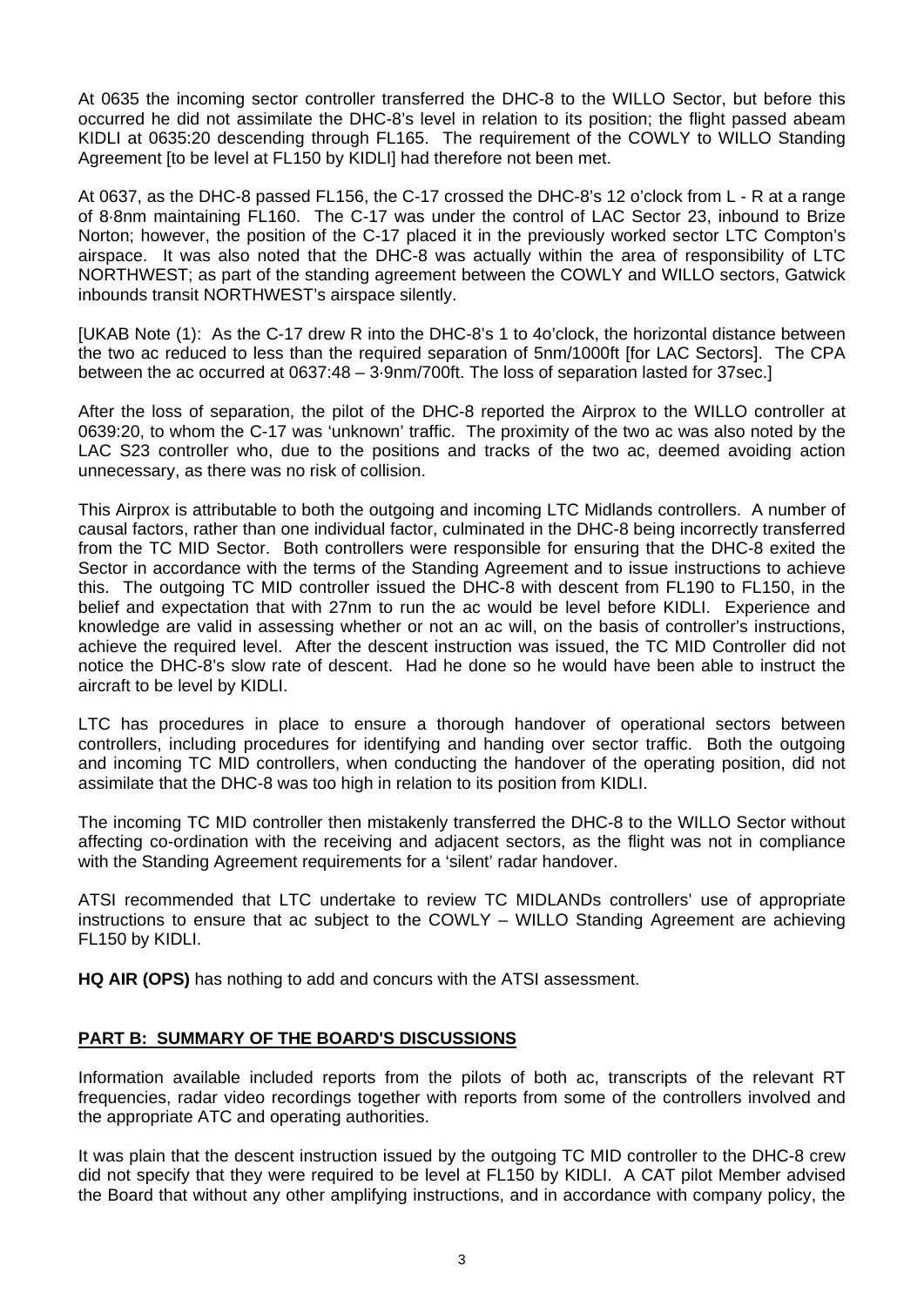At 0635 the incoming sector controller transferred the DHC-8 to the WILLO Sector, but before this occurred he did not assimilate the DHC-8's level in relation to its position; the flight passed abeam KIDLI at 0635:20 descending through FL165. The requirement of the COWLY to WILLO Standing Agreement [to be level at FL150 by KIDLI] had therefore not been met.

At 0637, as the DHC-8 passed FL156, the C-17 crossed the DHC-8's 12 o'clock from L - R at a range of 8·8nm maintaining FL160. The C-17 was under the control of LAC Sector 23, inbound to Brize Norton; however, the position of the C-17 placed it in the previously worked sector LTC Compton's airspace. It was also noted that the DHC-8 was actually within the area of responsibility of LTC NORTHWEST; as part of the standing agreement between the COWLY and WILLO sectors, Gatwick inbounds transit NORTHWEST's airspace silently.

[UKAB Note (1): As the C-17 drew R into the DHC-8's 1 to 4o'clock, the horizontal distance between the two ac reduced to less than the required separation of 5nm/1000ft [for LAC Sectors]. The CPA between the ac occurred at 0637:48 – 3·9nm/700ft. The loss of separation lasted for 37sec.]

After the loss of separation, the pilot of the DHC-8 reported the Airprox to the WILLO controller at 0639:20, to whom the C-17 was 'unknown' traffic. The proximity of the two ac was also noted by the LAC S23 controller who, due to the positions and tracks of the two ac, deemed avoiding action unnecessary, as there was no risk of collision.

This Airprox is attributable to both the outgoing and incoming LTC Midlands controllers. A number of causal factors, rather than one individual factor, culminated in the DHC-8 being incorrectly transferred from the TC MID Sector. Both controllers were responsible for ensuring that the DHC-8 exited the Sector in accordance with the terms of the Standing Agreement and to issue instructions to achieve this. The outgoing TC MID controller issued the DHC-8 with descent from FL190 to FL150, in the belief and expectation that with 27nm to run the ac would be level before KIDLI. Experience and knowledge are valid in assessing whether or not an ac will, on the basis of controller's instructions, achieve the required level. After the descent instruction was issued, the TC MID Controller did not notice the DHC-8's slow rate of descent. Had he done so he would have been able to instruct the aircraft to be level by KIDLI.

LTC has procedures in place to ensure a thorough handover of operational sectors between controllers, including procedures for identifying and handing over sector traffic. Both the outgoing and incoming TC MID controllers, when conducting the handover of the operating position, did not assimilate that the DHC-8 was too high in relation to its position from KIDLI.

The incoming TC MID controller then mistakenly transferred the DHC-8 to the WILLO Sector without affecting co-ordination with the receiving and adjacent sectors, as the flight was not in compliance with the Standing Agreement requirements for a 'silent' radar handover.

ATSI recommended that LTC undertake to review TC MIDLANDs controllers' use of appropriate instructions to ensure that ac subject to the COWLY – WILLO Standing Agreement are achieving FL150 by KIDLI.

**HQ AIR (OPS)** has nothing to add and concurs with the ATSI assessment.

## PART B: SUMMARY OF THE BOARD'S DISCUSSIONS

Information available included reports from the pilots of both ac, transcripts of the relevant RT frequencies, radar video recordings together with reports from some of the controllers involved and the appropriate ATC and operating authorities.

It was plain that the descent instruction issued by the outgoing TC MID controller to the DHC-8 crew did not specify that they were required to be level at FL150 by KIDLI. A CAT pilot Member advised the Board that without any other amplifying instructions, and in accordance with company policy, the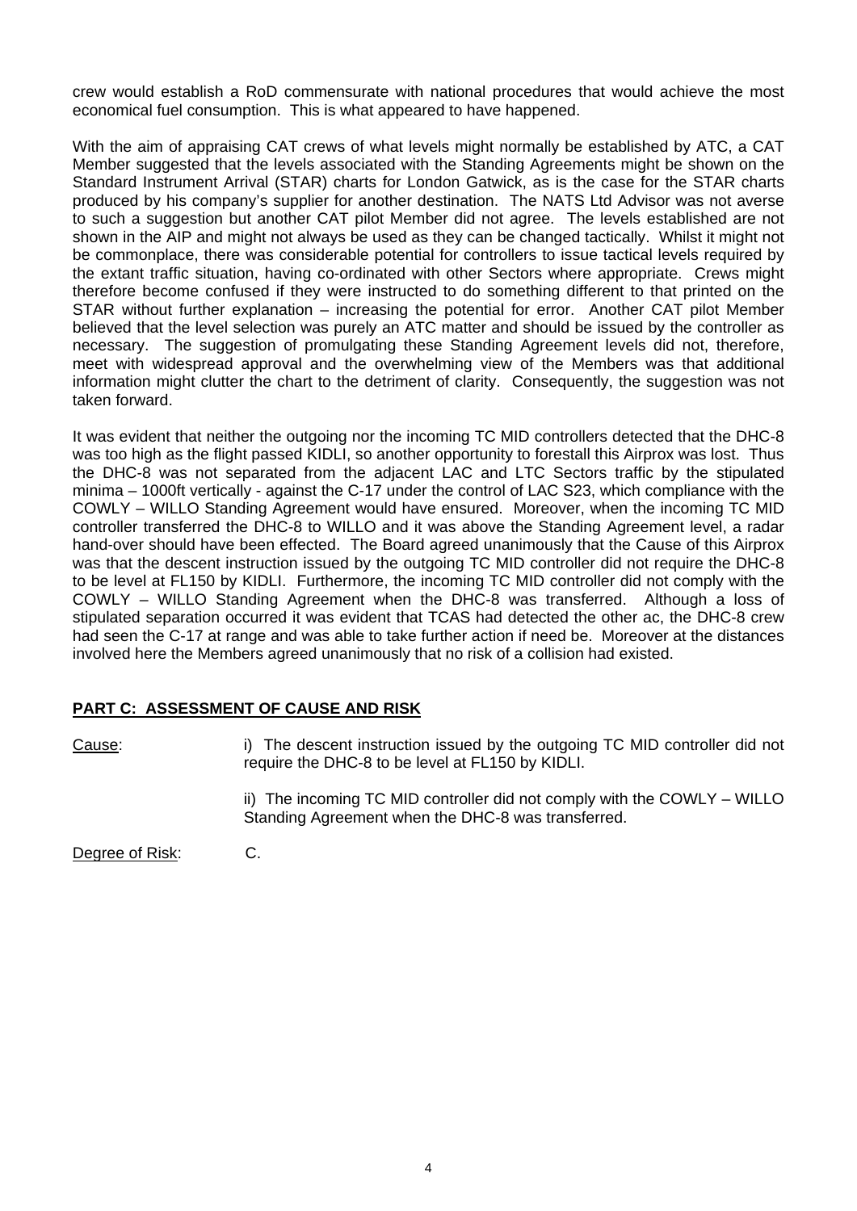crew would establish a RoD commensurate with national procedures that would achieve the most economical fuel consumption. This is what appeared to have happened.

With the aim of appraising CAT crews of what levels might normally be established by ATC, a CAT Member suggested that the levels associated with the Standing Agreements might be shown on the Standard Instrument Arrival (STAR) charts for London Gatwick, as is the case for the STAR charts produced by his company's supplier for another destination. The NATS Ltd Advisor was not averse to such a suggestion but another CAT pilot Member did not agree. The levels established are not shown in the AIP and might not always be used as they can be changed tactically. Whilst it might not be commonplace, there was considerable potential for controllers to issue tactical levels required by the extant traffic situation, having co-ordinated with other Sectors where appropriate. Crews might therefore become confused if they were instructed to do something different to that printed on the STAR without further explanation – increasing the potential for error. Another CAT pilot Member believed that the level selection was purely an ATC matter and should be issued by the controller as necessary. The suggestion of promulgating these Standing Agreement levels did not, therefore, meet with widespread approval and the overwhelming view of the Members was that additional information might clutter the chart to the detriment of clarity. Consequently, the suggestion was not taken forward.

It was evident that neither the outgoing nor the incoming TC MID controllers detected that the DHC-8 was too high as the flight passed KIDLI, so another opportunity to forestall this Airprox was lost. Thus the DHC-8 was not separated from the adjacent LAC and LTC Sectors traffic by the stipulated minima – 1000ft vertically - against the C-17 under the control of LAC S23, which compliance with the COWLY – WILLO Standing Agreement would have ensured. Moreover, when the incoming TC MID controller transferred the DHC-8 to WILLO and it was above the Standing Agreement level, a radar hand-over should have been effected. The Board agreed unanimously that the Cause of this Airprox was that the descent instruction issued by the outgoing TC MID controller did not require the DHC-8 to be level at FL150 by KIDLI. Furthermore, the incoming TC MID controller did not comply with the COWLY – WILLO Standing Agreement when the DHC-8 was transferred. Although a loss of stipulated separation occurred it was evident that TCAS had detected the other ac, the DHC-8 crew had seen the C-17 at range and was able to take further action if need be. Moreover at the distances involved here the Members agreed unanimously that no risk of a collision had existed.

## PART C: ASSESSMENT OF CAUSE AND RISK

Cause: i) The descent instruction issued by the outgoing TC MID controller did not require the DHC-8 to be level at FL150 by KIDLI.

ii) The incoming TC MID controller did not comply with the COWLY – WILLO Standing Agreement when the DHC-8 was transferred.

Degree of Risk: C.